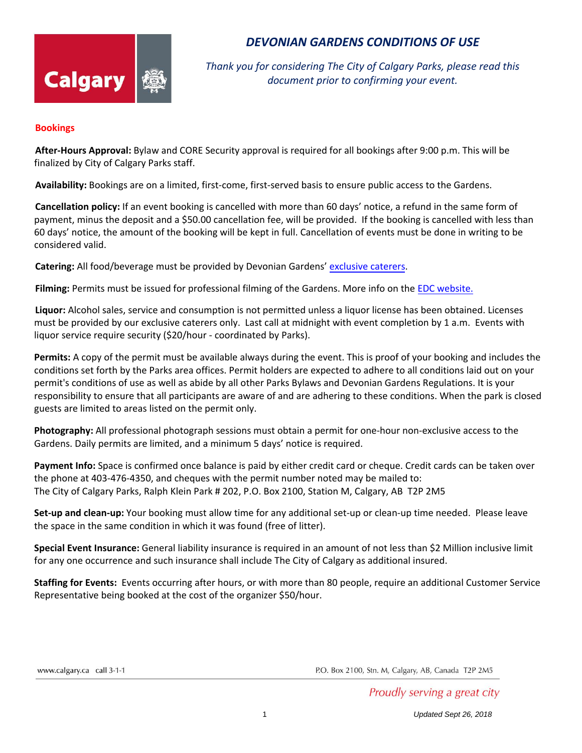# *DEVONIAN GARDENS CONDITIONS OF USE*

*Thank you for considering The City of Calgary Parks, please read this document prior to confirming your event.*

## Bookings

**After-Hours Approval:** Bylaw and CORE Security approval is required for all bookings after 9:00 p.m. This will be finalized by City of Calgary Parks staff.

**Availability:** Bookings are on a limited, first-come, first-served basis to ensure public access to the Gardens.

**Cancellation policy:** If an event booking is cancelled with more than 60 days' notice, a refund in the same form of payment, minus the deposit and a $50.00 cancellation fee, will be provided. If the booking is cancelled with less than 60 days' notice, the amount of the booking will be kept in full. Cancellation of events must be done in writing to be considered valid.

**Catering:** All food/beverage must be provided by Devonian Gardens' exclusive caterers.

**Filming:** Permits must be issued for professional filming of the Gardens. More info on the EDC website.

**Liquor:** Alcohol sales, service and consumption is not permitted unless a liquor license has been obtained. Licenses must be provided by our exclusive caterers only. Last call at midnight with event completion by 1 a.m. Events with liquor service require security ($20/hour - coordinated by Parks).

**Permits:** A copy of the permit must be available always during the event. This is proof of your booking and includes the conditions set forth by the Parks area offices. Permit holders are expected to adhere to all conditions laid out on your permit's conditions of use as well as abide by all other Parks Bylaws and Devonian Gardens Regulations. It is your responsibility to ensure that all participants are aware of and are adhering to these conditions. When the park is closed guests are limited to areas listed on the permit only.

**Photography:** All professional photograph sessions must obtain a permit for one-hour non-exclusive access to the Gardens. Daily permits are limited, and a minimum 5 days' notice is required.

**Payment Info:** Space is confirmed once balance is paid by either credit card or cheque. Credit cards can be taken over the phone at 403-476-4350, and cheques with the permit number noted may be mailed to:
The City of Calgary Parks, Ralph Klein Park # 202, P.O. Box 2100, Station M, Calgary, AB T2P 2M5

**Set-up and clean-up:** Your booking must allow time for any additional set-up or clean-up time needed. Please leave the space in the same condition in which it was found (free of litter).

**Special Event Insurance:** General liability insurance is required in an amount of not less than $2 Million inclusive limit for any one occurrence and such insurance shall include The City of Calgary as additional insured.

**Staffing for Events:** Events occurring after hours, or with more than 80 people, require an additional Customer Service Representative being booked at the cost of the organizer $50/hour.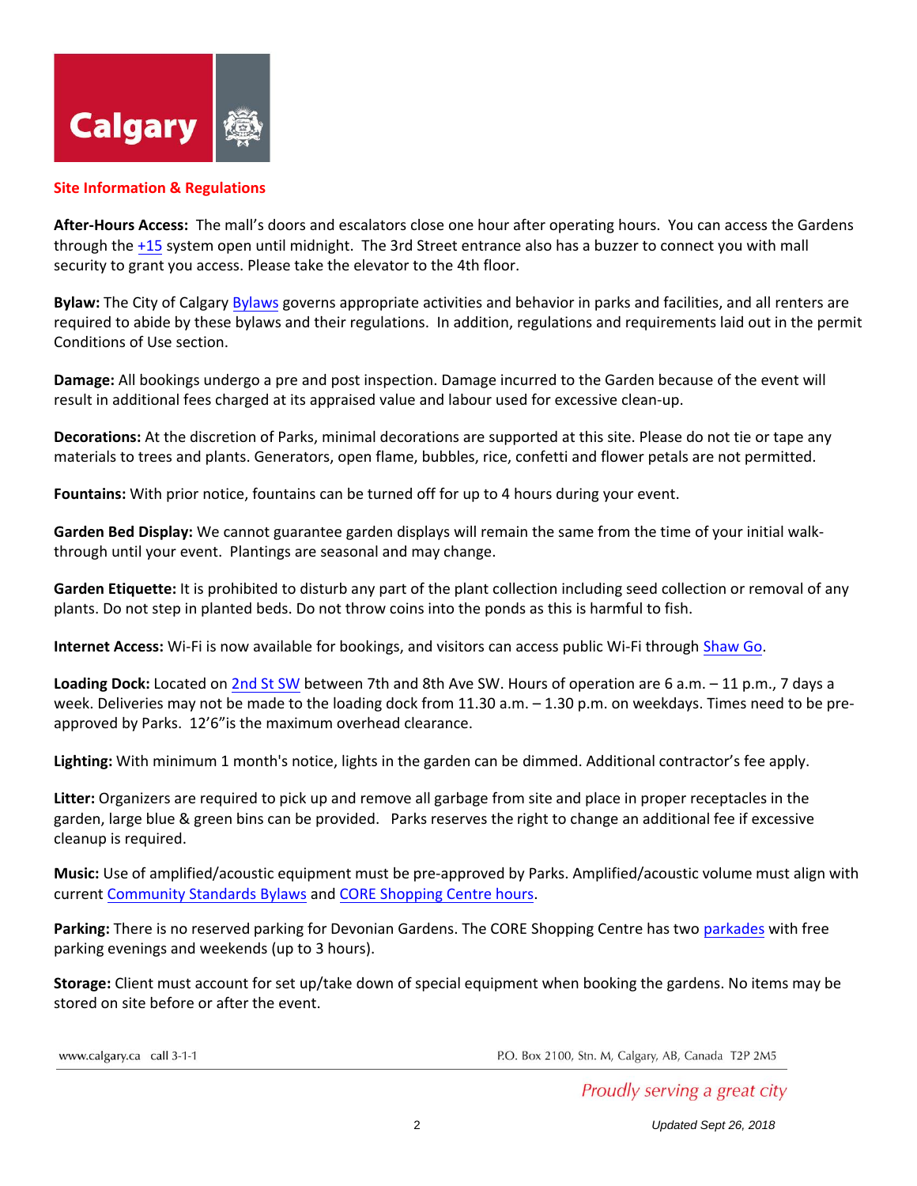Calgary

## Site Information & Regulations

**After-Hours Access:** The mall's doors and escalators close one hour after operating hours. You can access the Gardens through the +15 system open until midnight. The 3rd Street entrance also has a buzzer to connect you with mall security to grant you access. Please take the elevator to the 4th floor.

**Bylaw:** The City of Calgary Bylaws governs appropriate activities and behavior in parks and facilities, and all renters are required to abide by these bylaws and their regulations. In addition, regulations and requirements laid out in the permit Conditions of Use section.

**Damage:** All bookings undergo a pre and post inspection. Damage incurred to the Garden because of the event will result in additional fees charged at its appraised value and labour used for excessive clean-up.

**Decorations:** At the discretion of Parks, minimal decorations are supported at this site. Please do not tie or tape any materials to trees and plants. Generators, open flame, bubbles, rice, confetti and flower petals are not permitted.

**Fountains:** With prior notice, fountains can be turned off for up to 4 hours during your event.

**Garden Bed Display:** We cannot guarantee garden displays will remain the same from the time of your initial walk-through until your event. Plantings are seasonal and may change.

**Garden Etiquette:** It is prohibited to disturb any part of the plant collection including seed collection or removal of any plants. Do not step in planted beds. Do not throw coins into the ponds as this is harmful to fish.

**Internet Access:** Wi-Fi is now available for bookings, and visitors can access public Wi-Fi through Shaw Go.

**Loading Dock:** Located on 2nd St SW between 7th and 8th Ave SW. Hours of operation are 6 a.m. – 11 p.m., 7 days a week. Deliveries may not be made to the loading dock from 11.30 a.m. – 1.30 p.m. on weekdays. Times need to be pre-approved by Parks. 12'6"is the maximum overhead clearance.

**Lighting:** With minimum 1 month's notice, lights in the garden can be dimmed. Additional contractor's fee apply.

**Litter:** Organizers are required to pick up and remove all garbage from site and place in proper receptacles in the garden, large blue & green bins can be provided. Parks reserves the right to change an additional fee if excessive cleanup is required.

**Music:** Use of amplified/acoustic equipment must be pre-approved by Parks. Amplified/acoustic volume must align with current Community Standards Bylaws and CORE Shopping Centre hours.

**Parking:** There is no reserved parking for Devonian Gardens. The CORE Shopping Centre has two parkades with free parking evenings and weekends (up to 3 hours).

**Storage:** Client must account for set up/take down of special equipment when booking the gardens. No items may be stored on site before or after the event.

www.calgary.ca call 3-1-1 P.O. Box 2100, Stn. M, Calgary, AB, Canada T2P 2M5

*Proudly serving a great city*

*Updated Sept 26, 2018*